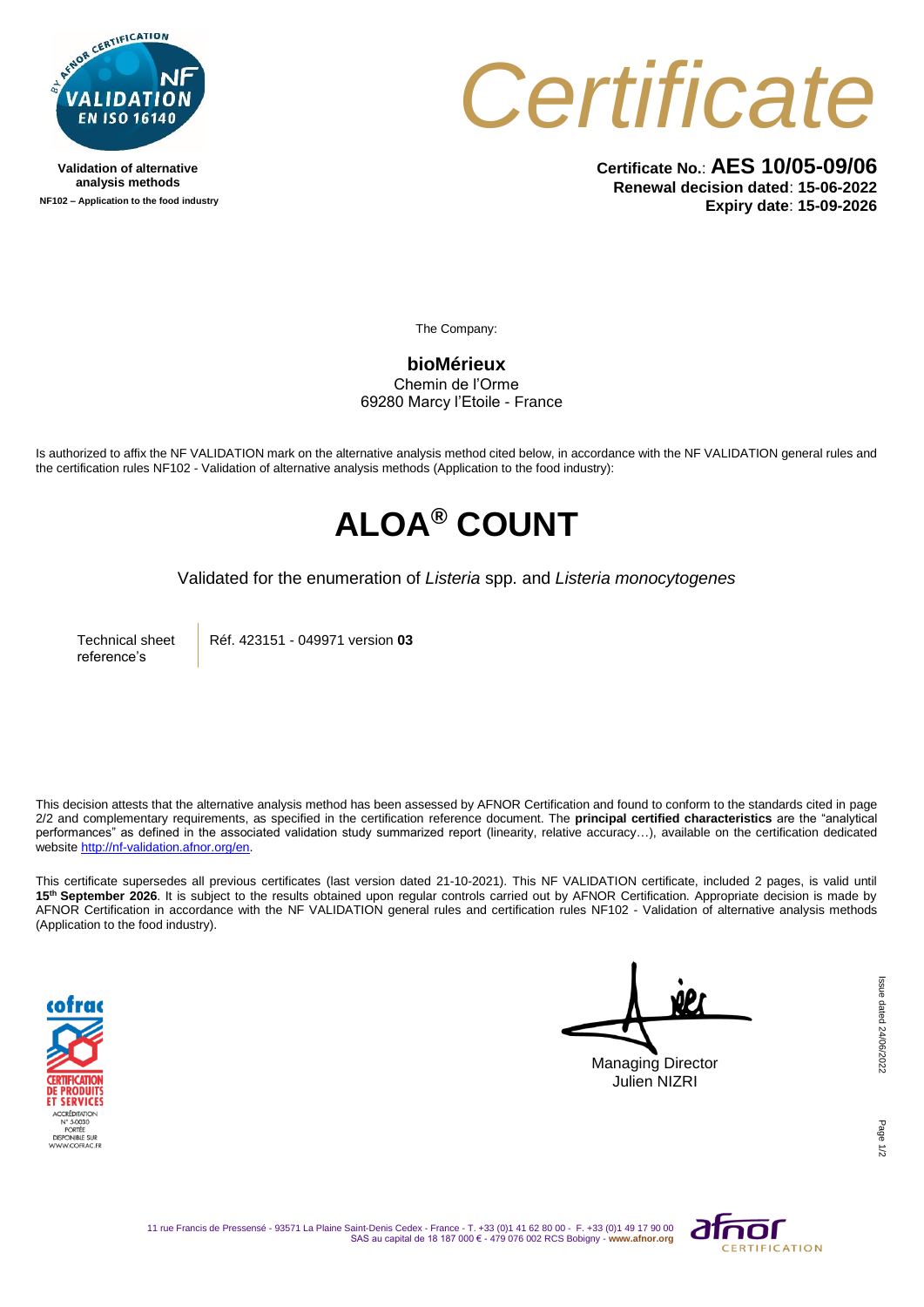Validation of alternative analysis methods

NF102 – Application to the food industry

# Certificate

**Certificate No.**: **AES 10/05-09/06**
**Renewal decision dated**: **15-06-2022**
**Expiry date**: **15-09-2026**

The Company:

**bioMérieux**
Chemin de l'Orme
69280 Marcy l'Etoile - France

Is authorized to affix the NF VALIDATION mark on the alternative analysis method cited below, in accordance with the NF VALIDATION general rules and the certification rules NF102 - Validation of alternative analysis methods (Application to the food industry):

# ALOA® COUNT

Validated for the enumeration of *Listeria* spp. and *Listeria monocytogenes*

| Technical sheet reference's | Réf. 423151 - 049971 version **03** |
|---|---|

This decision attests that the alternative analysis method has been assessed by AFNOR Certification and found to conform to the standards cited in page 2/2 and complementary requirements, as specified in the certification reference document. The **principal certified characteristics** are the "analytical performances" as defined in the associated validation study summarized report (linearity, relative accuracy…), available on the certification dedicated website http://nf-validation.afnor.org/en.

This certificate supersedes all previous certificates (last version dated 21-10-2021). This NF VALIDATION certificate, included 2 pages, is valid until **15th September 2026**. It is subject to the results obtained upon regular controls carried out by AFNOR Certification. Appropriate decision is made by AFNOR Certification in accordance with the NF VALIDATION general rules and certification rules NF102 - Validation of alternative analysis methods (Application to the food industry).

Managing Director
Julien NIZRI

Issue dated 24/06/2022

11 rue Francis de Pressensé - 93571 La Plaine Saint-Denis Cedex - France - T. +33 (0)1 41 62 80 00 - F. +33 (0)1 49 17 90 00
SAS au capital de 18 187 000 € - 479 076 002 RCS Bobigny - **www.afnor.org**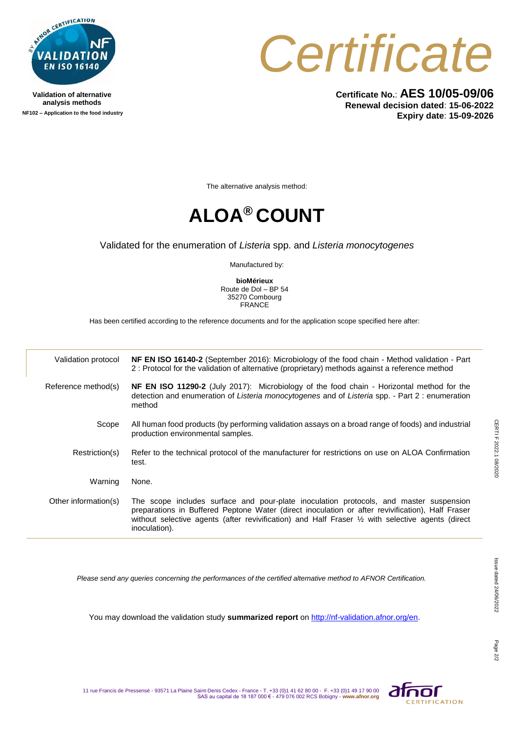Validation of alternative analysis methods

NF102 – Application to the food industry

# Certificate

**Certificate No.**: **AES 10/05-09/06**
**Renewal decision dated**: **15-06-2022**
**Expiry date**: **15-09-2026**

The alternative analysis method:

# ALOA® COUNT

Validated for the enumeration of *Listeria* spp. and *Listeria monocytogenes*

Manufactured by:

**bioMérieux**
Route de Dol – BP 54
35270 Combourg
FRANCE

Has been certified according to the reference documents and for the application scope specified here after:

| | |
|---|---|
| Validation protocol | **NF EN ISO 16140-2** (September 2016): Microbiology of the food chain - Method validation - Part 2 : Protocol for the validation of alternative (proprietary) methods against a reference method |
| Reference method(s) | **NF EN ISO 11290-2** (July 2017): Microbiology of the food chain - Horizontal method for the detection and enumeration of *Listeria monocytogenes* and of *Listeria* spp. - Part 2 : enumeration method |
| Scope | All human food products (by performing validation assays on a broad range of foods) and industrial production environmental samples. |
| Restriction(s) | Refer to the technical protocol of the manufacturer for restrictions on use on ALOA Confirmation test. |
| Warning | None. |
| Other information(s) | The scope includes surface and pour-plate inoculation protocols, and master suspension preparations in Buffered Peptone Water (direct inoculation or after revivification), Half Fraser without selective agents (after revivification) and Half Fraser ½ with selective agents (direct inoculation). |

*Please send any queries concerning the performances of the certified alternative method to AFNOR Certification.*

You may download the validation study **summarized report** on http://nf-validation.afnor.org/en.

11 rue Francis de Pressensé - 93571 La Plaine Saint-Denis Cedex - France - T. +33 (0)1 41 62 80 00 - F. +33 (0)1 49 17 90 00
SAS au capital de 18 187 000 € - 479 076 002 RCS Bobigny - **www.afnor.org**